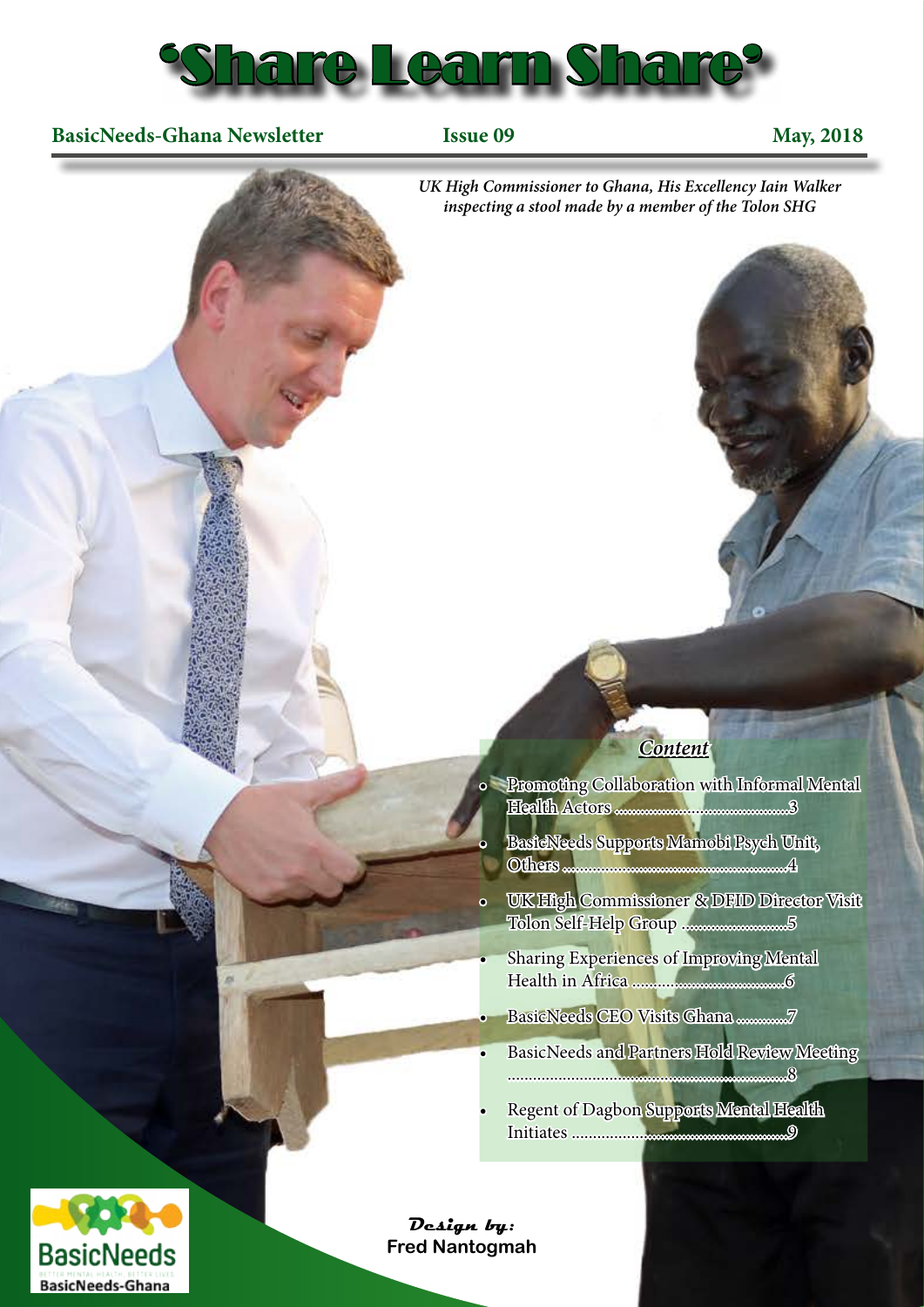# 'Share Learn Share'

**BasicNeeds-Ghana Newsletter** **Issue 09** **May, 2018**

*UK High Commissioner to Ghana, His Excellency Iain Walker inspecting a stool made by a member of the Tolon SHG*

## Content

- Promoting Collaboration with Informal Mental Health Actors ..........................................3
- BasicNeeds Supports Mamobi Psych Unit, Others ......................................................4
- UK High Commissioner & DFID Director Visit Tolon Self-Help Group ..........................5
- Sharing Experiences of Improving Mental Health in Africa ......................................6
- BasicNeeds CEO Visits Ghana ............7
- BasicNeeds and Partners Hold Review Meeting ....................................................................8
- Regent of Dagbon Supports Mental Health Initiates ......................................................9

*Design by:* **Fred Nantogmah**

BasicNeeds
BETTER MENTAL HEALTH. BETTER LIVES
BasicNeeds-Ghana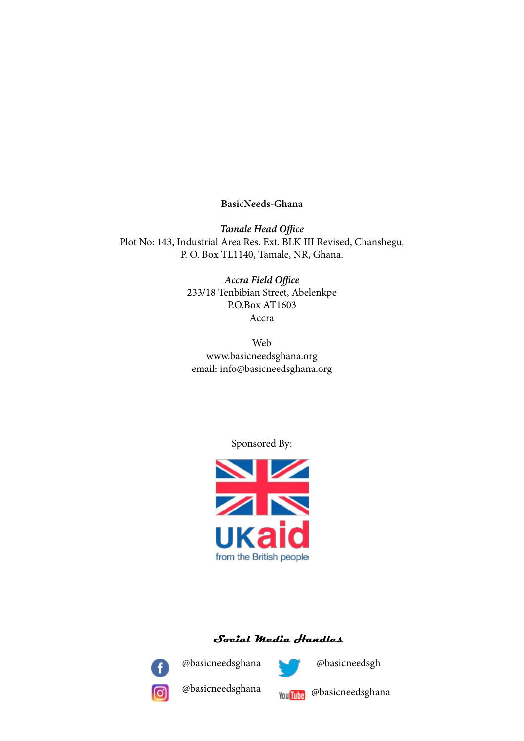**BasicNeeds-Ghana**

***Tamale Head Office***
Plot No: 143, Industrial Area Res. Ext. BLK III Revised, Chanshegu,
P. O. Box TL1140, Tamale, NR, Ghana.

***Accra Field Office***
233/18 Tenbibian Street, Abelenkpe
P.O.Box AT1603
Accra

Web
www.basicneedsghana.org
email: info@basicneedsghana.org

Sponsored By:

UKaid
from the British people

**Social Media Handles**

@basicneedsghana

@basicneedsgh

@basicneedsghana

@basicneedsghana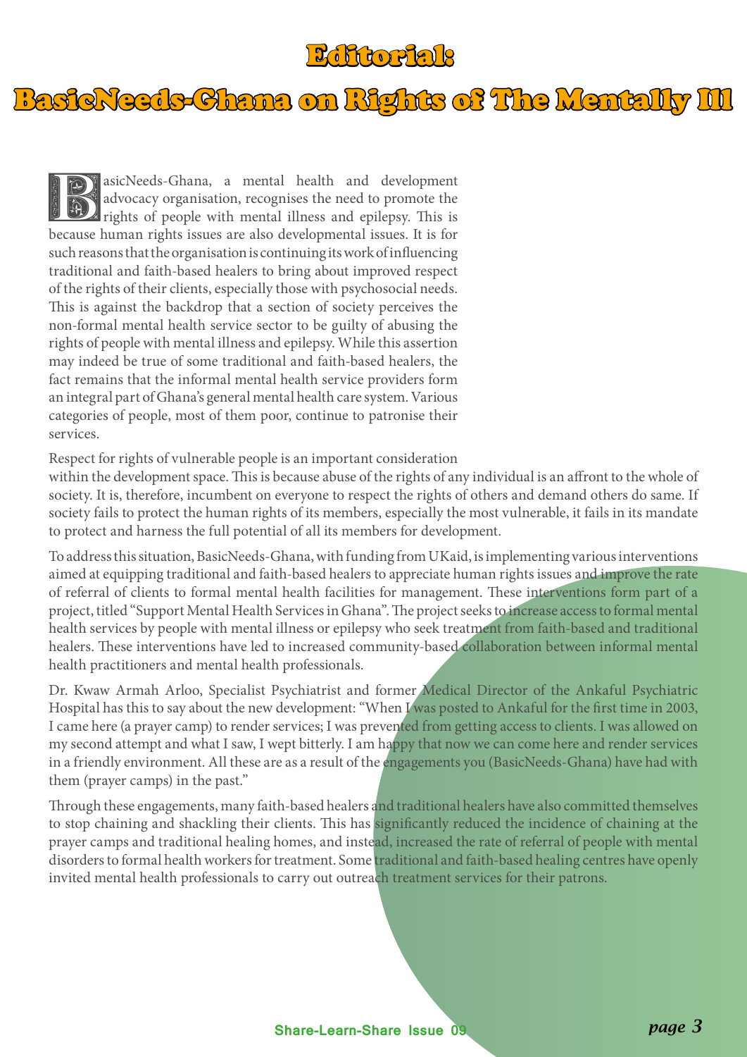# Editorial:

# BasicNeeds-Ghana on Rights of The Mentally Ill

BasicNeeds-Ghana, a mental health and development advocacy organisation, recognises the need to promote the rights of people with mental illness and epilepsy. This is because human rights issues are also developmental issues. It is for such reasons that the organisation is continuing its work of influencing traditional and faith-based healers to bring about improved respect of the rights of their clients, especially those with psychosocial needs. This is against the backdrop that a section of society perceives the non-formal mental health service sector to be guilty of abusing the rights of people with mental illness and epilepsy. While this assertion may indeed be true of some traditional and faith-based healers, the fact remains that the informal mental health service providers form an integral part of Ghana's general mental health care system. Various categories of people, most of them poor, continue to patronise their services.

Respect for rights of vulnerable people is an important consideration within the development space. This is because abuse of the rights of any individual is an affront to the whole of society. It is, therefore, incumbent on everyone to respect the rights of others and demand others do same. If society fails to protect the human rights of its members, especially the most vulnerable, it fails in its mandate to protect and harness the full potential of all its members for development.

To address this situation, BasicNeeds-Ghana, with funding from UKaid, is implementing various interventions aimed at equipping traditional and faith-based healers to appreciate human rights issues and improve the rate of referral of clients to formal mental health facilities for management. These interventions form part of a project, titled "Support Mental Health Services in Ghana". The project seeks to increase access to formal mental health services by people with mental illness or epilepsy who seek treatment from faith-based and traditional healers. These interventions have led to increased community-based collaboration between informal mental health practitioners and mental health professionals.

Dr. Kwaw Armah Arloo, Specialist Psychiatrist and former Medical Director of the Ankaful Psychiatric Hospital has this to say about the new development: "When I was posted to Ankaful for the first time in 2003, I came here (a prayer camp) to render services; I was prevented from getting access to clients. I was allowed on my second attempt and what I saw, I wept bitterly. I am happy that now we can come here and render services in a friendly environment. All these are as a result of the engagements you (BasicNeeds-Ghana) have had with them (prayer camps) in the past."

Through these engagements, many faith-based healers and traditional healers have also committed themselves to stop chaining and shackling their clients. This has significantly reduced the incidence of chaining at the prayer camps and traditional healing homes, and instead, increased the rate of referral of people with mental disorders to formal health workers for treatment. Some traditional and faith-based healing centres have openly invited mental health professionals to carry out outreach treatment services for their patrons.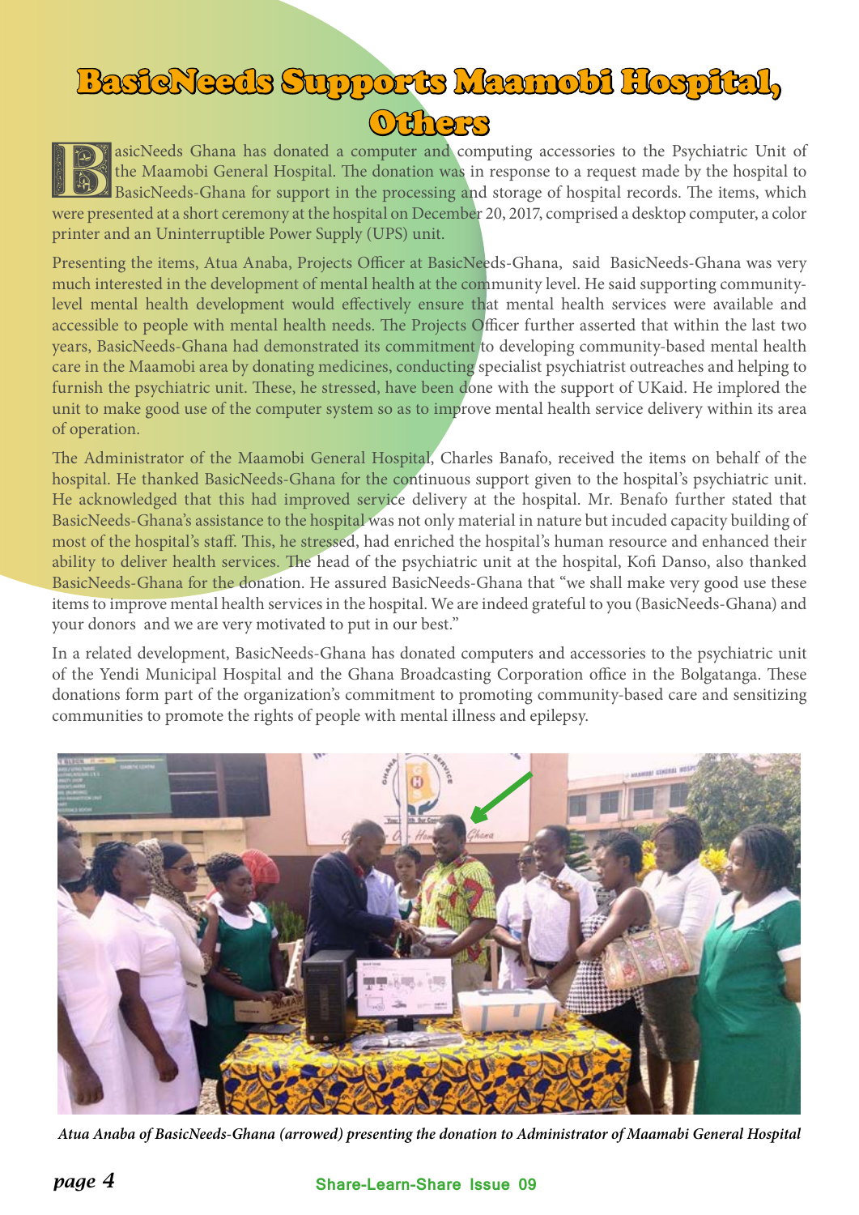# BasicNeeds Supports Maamobi Hospital, Others

BasicNeeds Ghana has donated a computer and computing accessories to the Psychiatric Unit of the Maamobi General Hospital. The donation was in response to a request made by the hospital to BasicNeeds-Ghana for support in the processing and storage of hospital records. The items, which were presented at a short ceremony at the hospital on December 20, 2017, comprised a desktop computer, a color printer and an Uninterruptible Power Supply (UPS) unit.

Presenting the items, Atua Anaba, Projects Officer at BasicNeeds-Ghana, said BasicNeeds-Ghana was very much interested in the development of mental health at the community level. He said supporting community-level mental health development would effectively ensure that mental health services were available and accessible to people with mental health needs. The Projects Officer further asserted that within the last two years, BasicNeeds-Ghana had demonstrated its commitment to developing community-based mental health care in the Maamobi area by donating medicines, conducting specialist psychiatrist outreaches and helping to furnish the psychiatric unit. These, he stressed, have been done with the support of UKaid. He implored the unit to make good use of the computer system so as to improve mental health service delivery within its area of operation.

The Administrator of the Maamobi General Hospital, Charles Banafo, received the items on behalf of the hospital. He thanked BasicNeeds-Ghana for the continuous support given to the hospital's psychiatric unit. He acknowledged that this had improved service delivery at the hospital. Mr. Benafo further stated that BasicNeeds-Ghana's assistance to the hospital was not only material in nature but incuded capacity building of most of the hospital's staff. This, he stressed, had enriched the hospital's human resource and enhanced their ability to deliver health services. The head of the psychiatric unit at the hospital, Kofi Danso, also thanked BasicNeeds-Ghana for the donation. He assured BasicNeeds-Ghana that "we shall make very good use these items to improve mental health services in the hospital. We are indeed grateful to you (BasicNeeds-Ghana) and your donors and we are very motivated to put in our best."

In a related development, BasicNeeds-Ghana has donated computers and accessories to the psychiatric unit of the Yendi Municipal Hospital and the Ghana Broadcasting Corporation office in the Bolgatanga. These donations form part of the organization's commitment to promoting community-based care and sensitizing communities to promote the rights of people with mental illness and epilepsy.

*Atua Anaba of BasicNeeds-Ghana (arrowed) presenting the donation to Administrator of Maamabi General Hospital*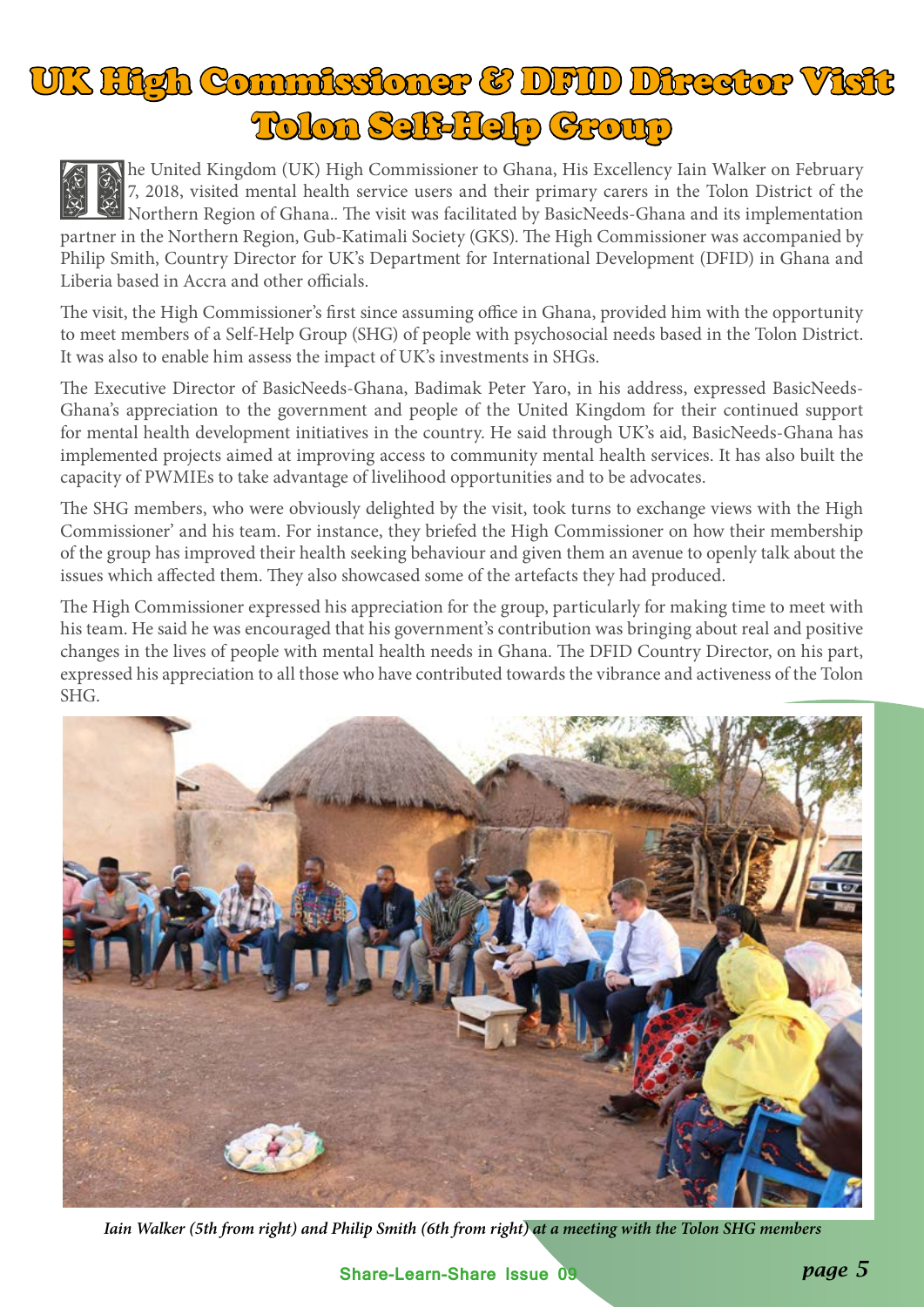# UK High Commissioner & DFID Director Visit Tolon Self-Help Group

The United Kingdom (UK) High Commissioner to Ghana, His Excellency Iain Walker on February 7, 2018, visited mental health service users and their primary carers in the Tolon District of the Northern Region of Ghana.. The visit was facilitated by BasicNeeds-Ghana and its implementation partner in the Northern Region, Gub-Katimali Society (GKS). The High Commissioner was accompanied by Philip Smith, Country Director for UK's Department for International Development (DFID) in Ghana and Liberia based in Accra and other officials.

The visit, the High Commissioner's first since assuming office in Ghana, provided him with the opportunity to meet members of a Self-Help Group (SHG) of people with psychosocial needs based in the Tolon District. It was also to enable him assess the impact of UK's investments in SHGs.

The Executive Director of BasicNeeds-Ghana, Badimak Peter Yaro, in his address, expressed BasicNeeds-Ghana's appreciation to the government and people of the United Kingdom for their continued support for mental health development initiatives in the country. He said through UK's aid, BasicNeeds-Ghana has implemented projects aimed at improving access to community mental health services. It has also built the capacity of PWMIEs to take advantage of livelihood opportunities and to be advocates.

The SHG members, who were obviously delighted by the visit, took turns to exchange views with the High Commissioner' and his team. For instance, they briefed the High Commissioner on how their membership of the group has improved their health seeking behaviour and given them an avenue to openly talk about the issues which affected them. They also showcased some of the artefacts they had produced.

The High Commissioner expressed his appreciation for the group, particularly for making time to meet with his team. He said he was encouraged that his government's contribution was bringing about real and positive changes in the lives of people with mental health needs in Ghana. The DFID Country Director, on his part, expressed his appreciation to all those who have contributed towards the vibrance and activeness of the Tolon SHG.

*Iain Walker (5th from right) and Philip Smith (6th from right) at a meeting with the Tolon SHG members*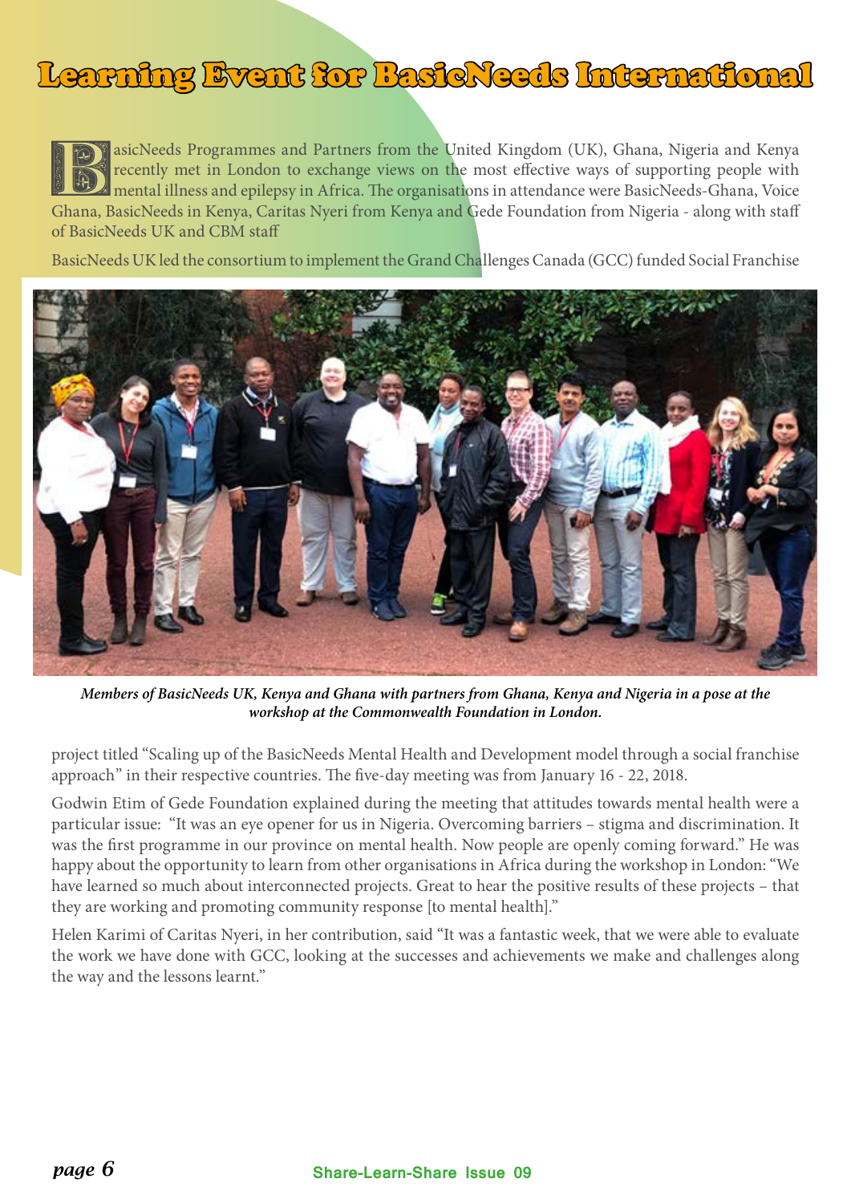# Learning Event for BasicNeeds International

BasicNeeds Programmes and Partners from the United Kingdom (UK), Ghana, Nigeria and Kenya recently met in London to exchange views on the most effective ways of supporting people with mental illness and epilepsy in Africa. The organisations in attendance were BasicNeeds-Ghana, Voice Ghana, BasicNeeds in Kenya, Caritas Nyeri from Kenya and Gede Foundation from Nigeria - along with staff of BasicNeeds UK and CBM staff

BasicNeeds UK led the consortium to implement the Grand Challenges Canada (GCC) funded Social Franchise project titled "Scaling up of the BasicNeeds Mental Health and Development model through a social franchise approach" in their respective countries. The five-day meeting was from January 16 - 22, 2018.

***Members of BasicNeeds UK, Kenya and Ghana with partners from Ghana, Kenya and Nigeria in a pose at the workshop at the Commonwealth Foundation in London.***

Godwin Etim of Gede Foundation explained during the meeting that attitudes towards mental health were a particular issue: "It was an eye opener for us in Nigeria. Overcoming barriers – stigma and discrimination. It was the first programme in our province on mental health. Now people are openly coming forward." He was happy about the opportunity to learn from other organisations in Africa during the workshop in London: "We have learned so much about interconnected projects. Great to hear the positive results of these projects – that they are working and promoting community response [to mental health]."

Helen Karimi of Caritas Nyeri, in her contribution, said "It was a fantastic week, that we were able to evaluate the work we have done with GCC, looking at the successes and achievements we make and challenges along the way and the lessons learnt."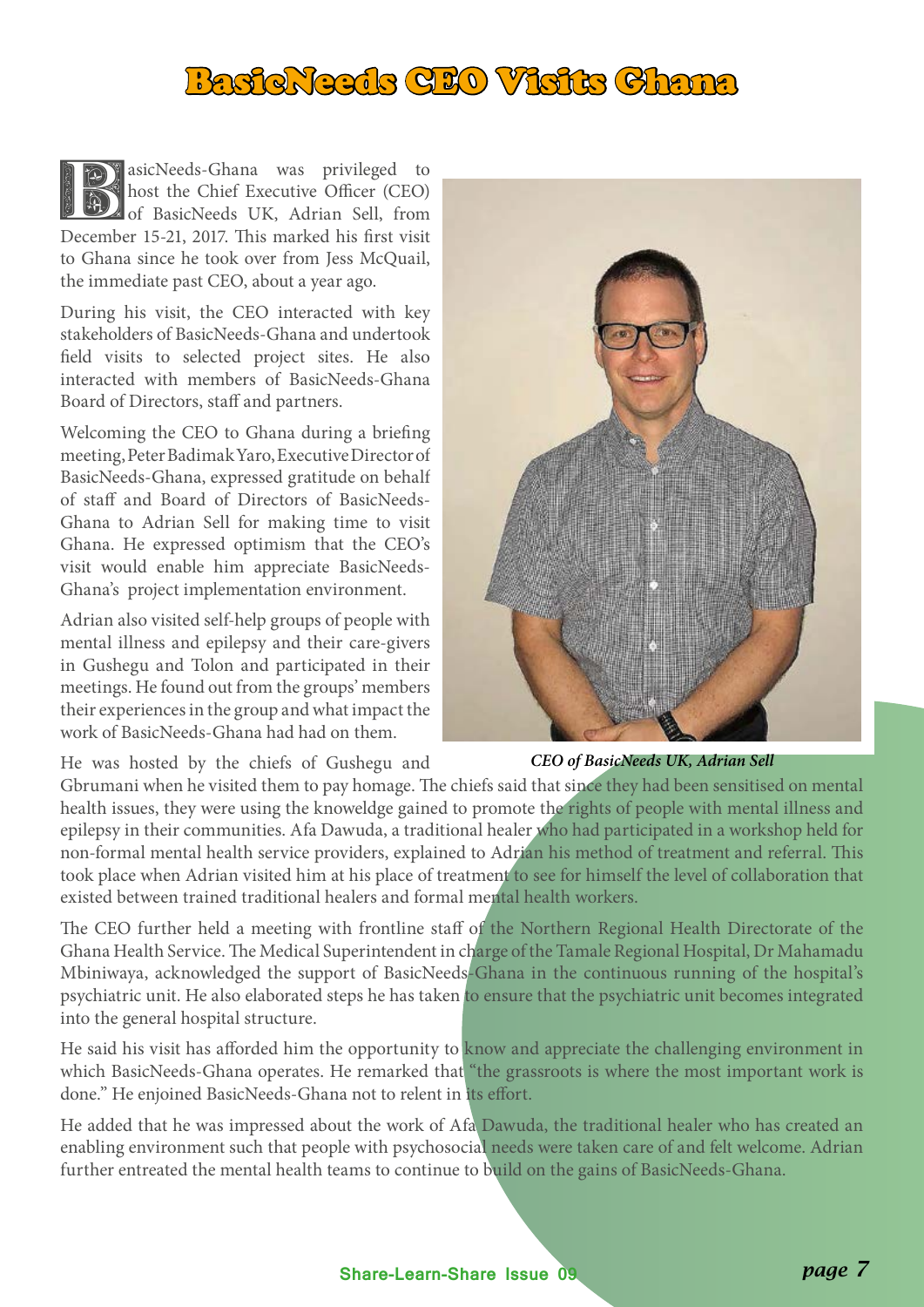# BasicNeeds CEO Visits Ghana

BasicNeeds-Ghana was privileged to host the Chief Executive Officer (CEO) of BasicNeeds UK, Adrian Sell, from December 15-21, 2017. This marked his first visit to Ghana since he took over from Jess McQuail, the immediate past CEO, about a year ago.

During his visit, the CEO interacted with key stakeholders of BasicNeeds-Ghana and undertook field visits to selected project sites. He also interacted with members of BasicNeeds-Ghana Board of Directors, staff and partners.

Welcoming the CEO to Ghana during a briefing meeting, Peter Badimak Yaro, Executive Director of BasicNeeds-Ghana, expressed gratitude on behalf of staff and Board of Directors of BasicNeeds-Ghana to Adrian Sell for making time to visit Ghana. He expressed optimism that the CEO's visit would enable him appreciate BasicNeeds-Ghana's project implementation environment.

Adrian also visited self-help groups of people with mental illness and epilepsy and their care-givers in Gushegu and Tolon and participated in their meetings. He found out from the groups' members their experiences in the group and what impact the work of BasicNeeds-Ghana had had on them.

*CEO of BasicNeeds UK, Adrian Sell*

He was hosted by the chiefs of Gushegu and Gbrumani when he visited them to pay homage. The chiefs said that since they had been sensitised on mental health issues, they were using the knoweldge gained to promote the rights of people with mental illness and epilepsy in their communities. Afa Dawuda, a traditional healer who had participated in a workshop held for non-formal mental health service providers, explained to Adrian his method of treatment and referral. This took place when Adrian visited him at his place of treatment to see for himself the level of collaboration that existed between trained traditional healers and formal mental health workers.

The CEO further held a meeting with frontline staff of the Northern Regional Health Directorate of the Ghana Health Service. The Medical Superintendent in charge of the Tamale Regional Hospital, Dr Mahamadu Mbiniwaya, acknowledged the support of BasicNeeds-Ghana in the continuous running of the hospital's psychiatric unit. He also elaborated steps he has taken to ensure that the psychiatric unit becomes integrated into the general hospital structure.

He said his visit has afforded him the opportunity to know and appreciate the challenging environment in which BasicNeeds-Ghana operates. He remarked that "the grassroots is where the most important work is done." He enjoined BasicNeeds-Ghana not to relent in its effort.

He added that he was impressed about the work of Afa Dawuda, the traditional healer who has created an enabling environment such that people with psychosocial needs were taken care of and felt welcome. Adrian further entreated the mental health teams to continue to build on the gains of BasicNeeds-Ghana.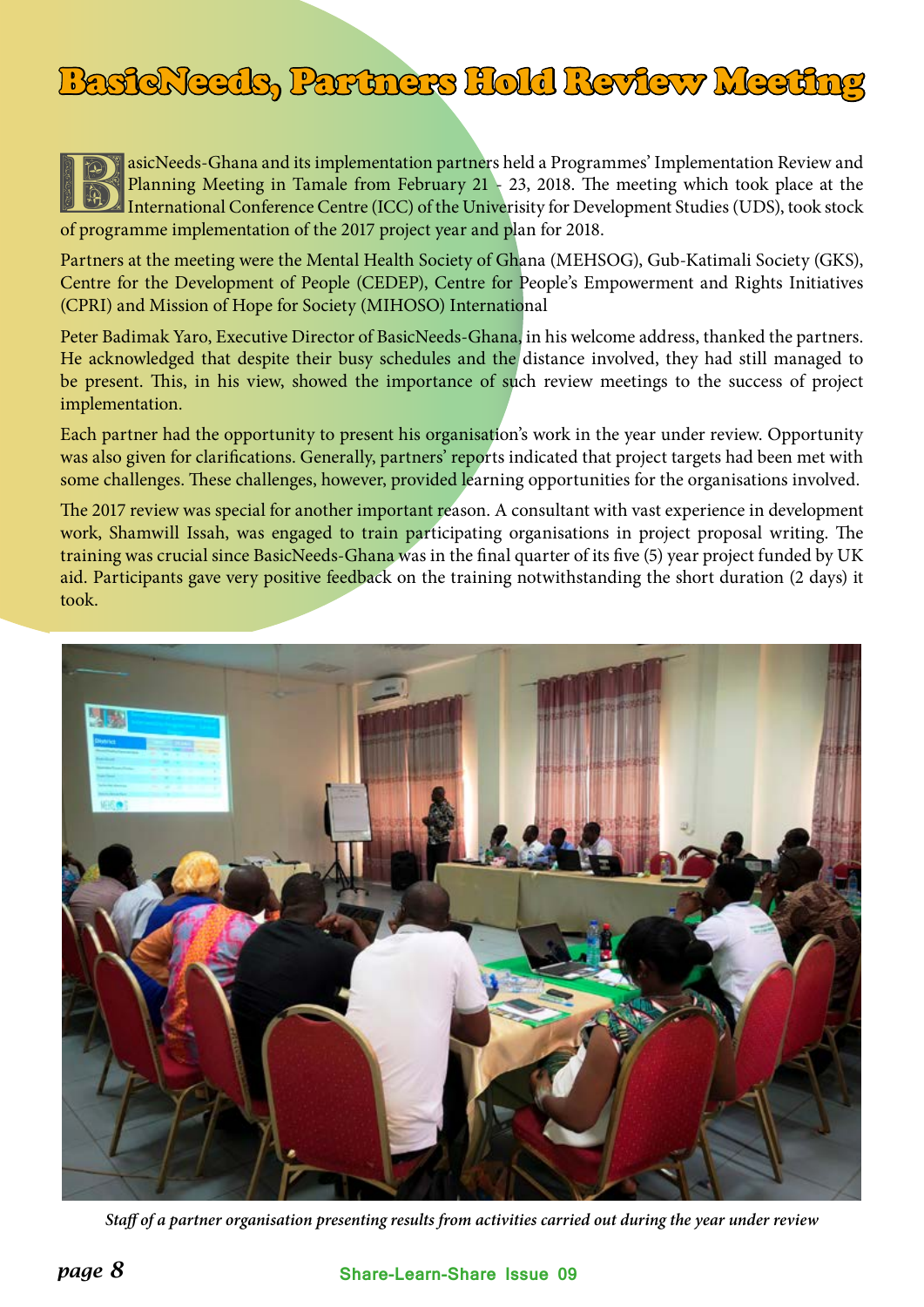# BasicNeeds, Partners Hold Review Meeting

BasicNeeds-Ghana and its implementation partners held a Programmes' Implementation Review and Planning Meeting in Tamale from February 21 - 23, 2018. The meeting which took place at the International Conference Centre (ICC) of the Univerisity for Development Studies (UDS), took stock of programme implementation of the 2017 project year and plan for 2018.

Partners at the meeting were the Mental Health Society of Ghana (MEHSOG), Gub-Katimali Society (GKS), Centre for the Development of People (CEDEP), Centre for People's Empowerment and Rights Initiatives (CPRI) and Mission of Hope for Society (MIHOSO) International

Peter Badimak Yaro, Executive Director of BasicNeeds-Ghana, in his welcome address, thanked the partners. He acknowledged that despite their busy schedules and the distance involved, they had still managed to be present. This, in his view, showed the importance of such review meetings to the success of project implementation.

Each partner had the opportunity to present his organisation's work in the year under review. Opportunity was also given for clarifications. Generally, partners' reports indicated that project targets had been met with some challenges. These challenges, however, provided learning opportunities for the organisations involved.

The 2017 review was special for another important reason. A consultant with vast experience in development work, Shamwill Issah, was engaged to train participating organisations in project proposal writing. The training was crucial since BasicNeeds-Ghana was in the final quarter of its five (5) year project funded by UK aid. Participants gave very positive feedback on the training notwithstanding the short duration (2 days) it took.

*Staff of a partner organisation presenting results from activities carried out during the year under review*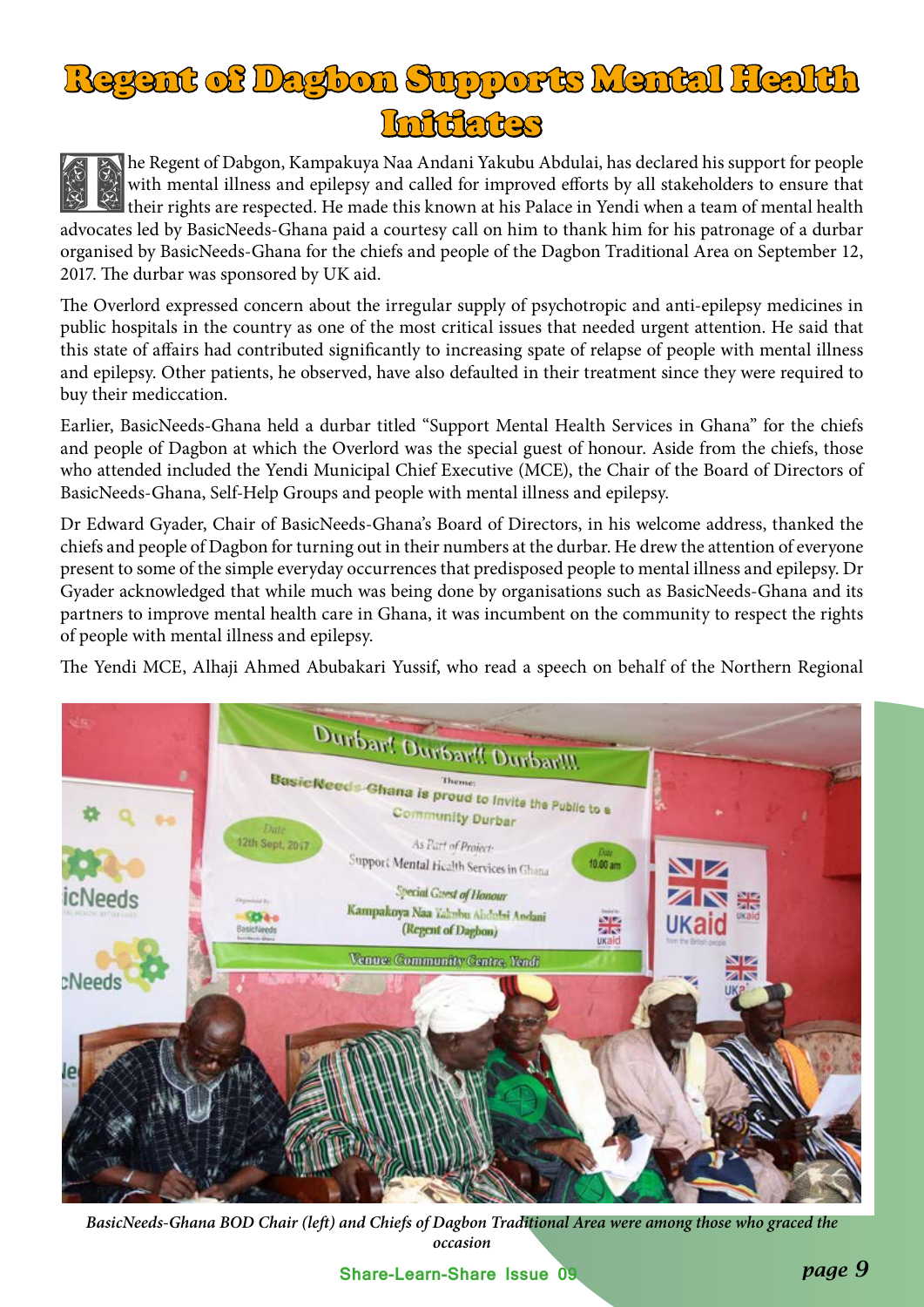# Regent of Dagbon Supports Mental Health Initiates

The Regent of Dabgon, Kampakuya Naa Andani Yakubu Abdulai, has declared his support for people with mental illness and epilepsy and called for improved efforts by all stakeholders to ensure that their rights are respected. He made this known at his Palace in Yendi when a team of mental health advocates led by BasicNeeds-Ghana paid a courtesy call on him to thank him for his patronage of a durbar organised by BasicNeeds-Ghana for the chiefs and people of the Dagbon Traditional Area on September 12, 2017. The durbar was sponsored by UK aid.

The Overlord expressed concern about the irregular supply of psychotropic and anti-epilepsy medicines in public hospitals in the country as one of the most critical issues that needed urgent attention. He said that this state of affairs had contributed significantly to increasing spate of relapse of people with mental illness and epilepsy. Other patients, he observed, have also defaulted in their treatment since they were required to buy their mediccation.

Earlier, BasicNeeds-Ghana held a durbar titled "Support Mental Health Services in Ghana" for the chiefs and people of Dagbon at which the Overlord was the special guest of honour. Aside from the chiefs, those who attended included the Yendi Municipal Chief Executive (MCE), the Chair of the Board of Directors of BasicNeeds-Ghana, Self-Help Groups and people with mental illness and epilepsy.

Dr Edward Gyader, Chair of BasicNeeds-Ghana's Board of Directors, in his welcome address, thanked the chiefs and people of Dagbon for turning out in their numbers at the durbar. He drew the attention of everyone present to some of the simple everyday occurrences that predisposed people to mental illness and epilepsy. Dr Gyader acknowledged that while much was being done by organisations such as BasicNeeds-Ghana and its partners to improve mental health care in Ghana, it was incumbent on the community to respect the rights of people with mental illness and epilepsy.

The Yendi MCE, Alhaji Ahmed Abubakari Yussif, who read a speech on behalf of the Northern Regional

*BasicNeeds-Ghana BOD Chair (left) and Chiefs of Dagbon Traditional Area were among those who graced the occasion*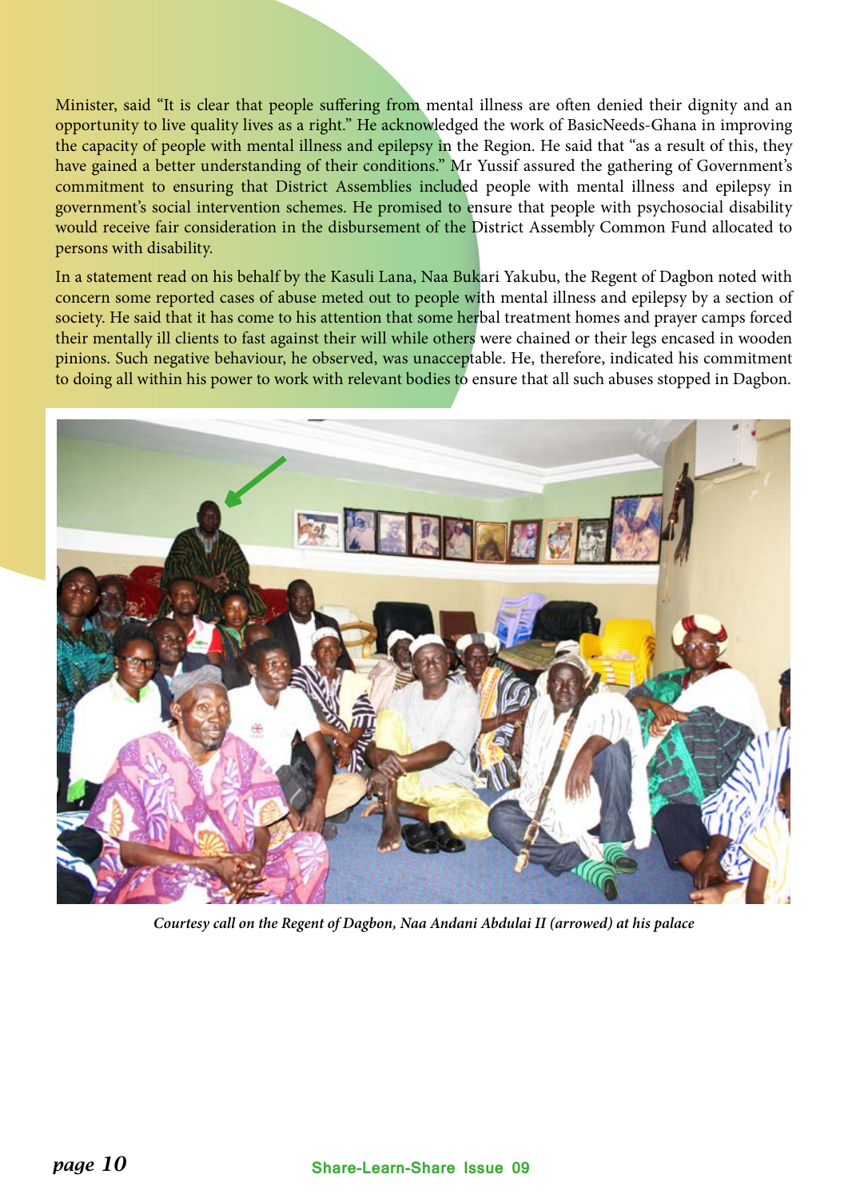Minister, said "It is clear that people suffering from mental illness are often denied their dignity and an opportunity to live quality lives as a right." He acknowledged the work of BasicNeeds-Ghana in improving the capacity of people with mental illness and epilepsy in the Region. He said that "as a result of this, they have gained a better understanding of their conditions." Mr Yussif assured the gathering of Government's commitment to ensuring that District Assemblies included people with mental illness and epilepsy in government's social intervention schemes. He promised to ensure that people with psychosocial disability would receive fair consideration in the disbursement of the District Assembly Common Fund allocated to persons with disability.

In a statement read on his behalf by the Kasuli Lana, Naa Bukari Yakubu, the Regent of Dagbon noted with concern some reported cases of abuse meted out to people with mental illness and epilepsy by a section of society. He said that it has come to his attention that some herbal treatment homes and prayer camps forced their mentally ill clients to fast against their will while others were chained or their legs encased in wooden pinions. Such negative behaviour, he observed, was unacceptable. He, therefore, indicated his commitment to doing all within his power to work with relevant bodies to ensure that all such abuses stopped in Dagbon.

*Courtesy call on the Regent of Dagbon, Naa Andani Abdulai II (arrowed) at his palace*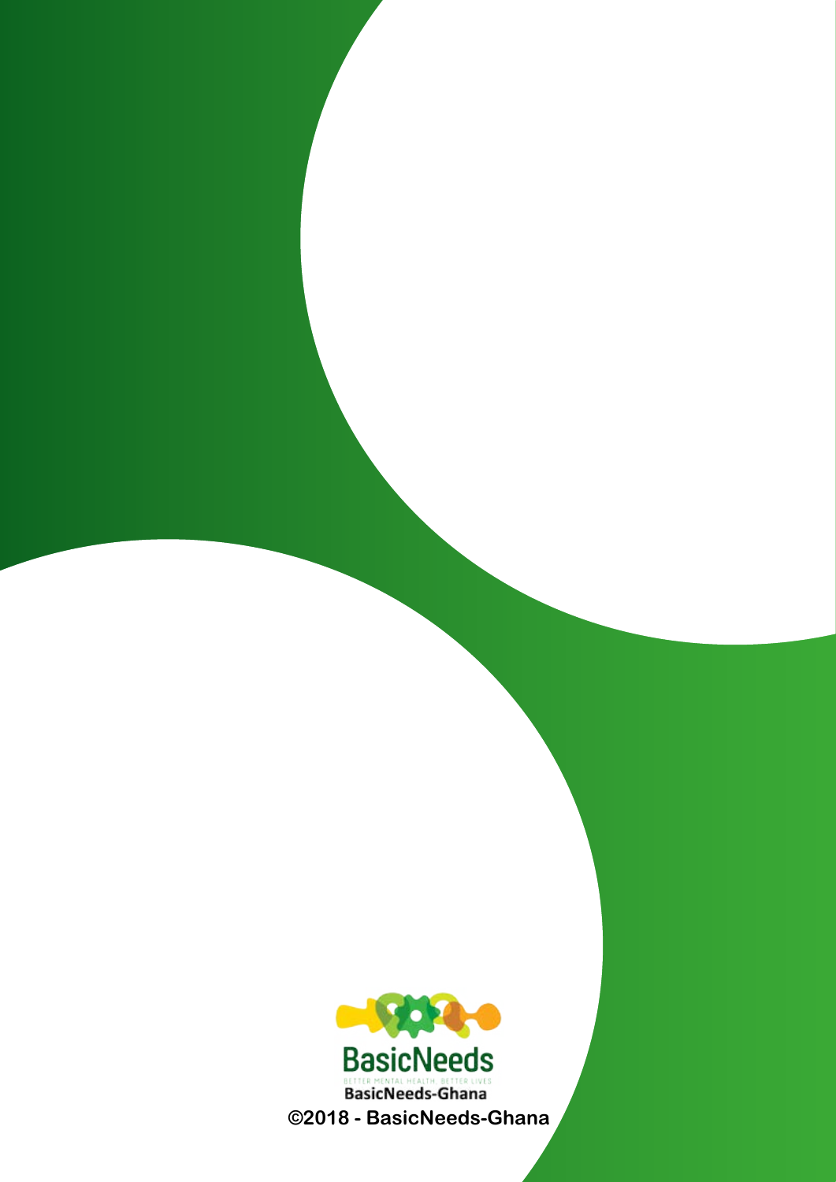BasicNeeds

BETTER MENTAL HEALTH, BETTER LIVES

BasicNeeds-Ghana

**©2018 - BasicNeeds-Ghana**